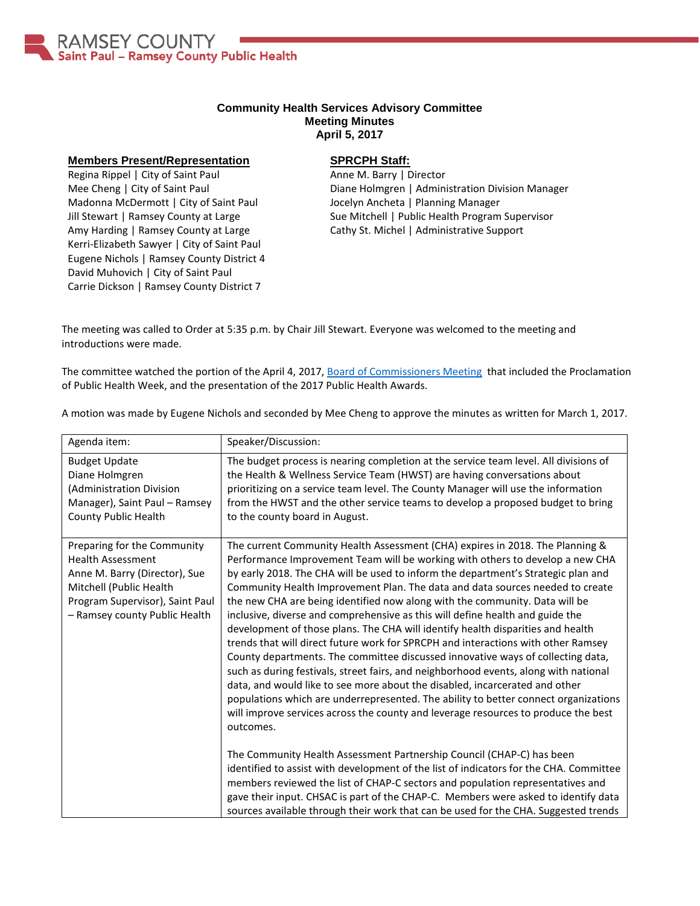RAMSEY COUNTY
Saint Paul – Ramsey County Public Health

# Community Health Services Advisory Committee
## Meeting Minutes
### April 5, 2017

**Members Present/Representation**

Regina Rippel | City of Saint Paul
Mee Cheng | City of Saint Paul
Madonna McDermott | City of Saint Paul
Jill Stewart | Ramsey County at Large
Amy Harding | Ramsey County at Large
Kerri-Elizabeth Sawyer | City of Saint Paul
Eugene Nichols | Ramsey County District 4
David Muhovich | City of Saint Paul
Carrie Dickson | Ramsey County District 7

**SPRCPH Staff:**

Anne M. Barry | Director
Diane Holmgren | Administration Division Manager
Jocelyn Ancheta | Planning Manager
Sue Mitchell | Public Health Program Supervisor
Cathy St. Michel | Administrative Support

The meeting was called to Order at 5:35 p.m. by Chair Jill Stewart. Everyone was welcomed to the meeting and introductions were made.

The committee watched the portion of the April 4, 2017, Board of Commissioners Meeting that included the Proclamation of Public Health Week, and the presentation of the 2017 Public Health Awards.

A motion was made by Eugene Nichols and seconded by Mee Cheng to approve the minutes as written for March 1, 2017.

| Agenda item: | Speaker/Discussion: |
|---|---|
| Budget Update<br>Diane Holmgren (Administration Division Manager), Saint Paul – Ramsey County Public Health | The budget process is nearing completion at the service team level. All divisions of the Health & Wellness Service Team (HWST) are having conversations about prioritizing on a service team level. The County Manager will use the information from the HWST and the other service teams to develop a proposed budget to bring to the county board in August. |
| Preparing for the Community Health Assessment<br>Anne M. Barry (Director), Sue Mitchell (Public Health Program Supervisor), Saint Paul – Ramsey county Public Health | The current Community Health Assessment (CHA) expires in 2018. The Planning & Performance Improvement Team will be working with others to develop a new CHA by early 2018. The CHA will be used to inform the department's Strategic plan and Community Health Improvement Plan. The data and data sources needed to create the new CHA are being identified now along with the community. Data will be inclusive, diverse and comprehensive as this will define health and guide the development of those plans. The CHA will identify health disparities and health trends that will direct future work for SPRCPH and interactions with other Ramsey County departments. The committee discussed innovative ways of collecting data, such as during festivals, street fairs, and neighborhood events, along with national data, and would like to see more about the disabled, incarcerated and other populations which are underrepresented. The ability to better connect organizations will improve services across the county and leverage resources to produce the best outcomes.<br><br>The Community Health Assessment Partnership Council (CHAP-C) has been identified to assist with development of the list of indicators for the CHA. Committee members reviewed the list of CHAP-C sectors and population representatives and gave their input. CHSAC is part of the CHAP-C. Members were asked to identify data sources available through their work that can be used for the CHA. Suggested trends |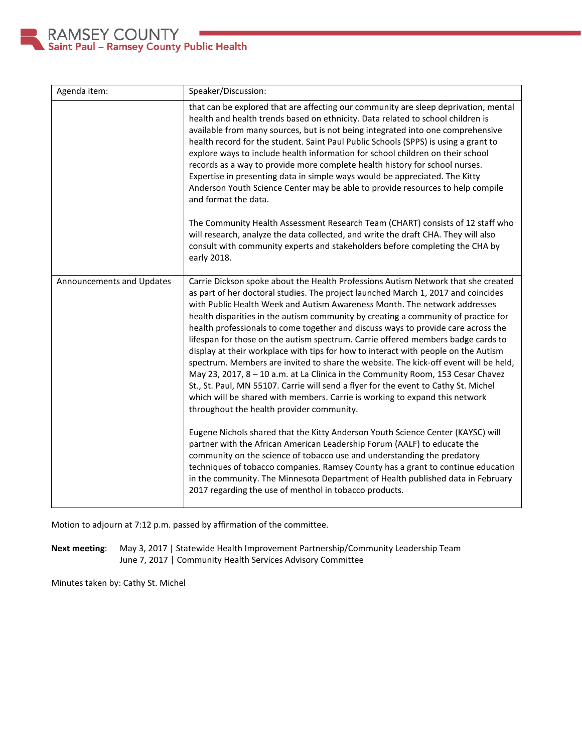| Agenda item: | Speaker/Discussion: |
|---|---|
| | that can be explored that are affecting our community are sleep deprivation, mental health and health trends based on ethnicity. Data related to school children is available from many sources, but is not being integrated into one comprehensive health record for the student. Saint Paul Public Schools (SPPS) is using a grant to explore ways to include health information for school children on their school records as a way to provide more complete health history for school nurses. Expertise in presenting data in simple ways would be appreciated. The Kitty Anderson Youth Science Center may be able to provide resources to help compile and format the data.<br><br>The Community Health Assessment Research Team (CHART) consists of 12 staff who will research, analyze the data collected, and write the draft CHA. They will also consult with community experts and stakeholders before completing the CHA by early 2018. |
| Announcements and Updates | Carrie Dickson spoke about the Health Professions Autism Network that she created as part of her doctoral studies. The project launched March 1, 2017 and coincides with Public Health Week and Autism Awareness Month. The network addresses health disparities in the autism community by creating a community of practice for health professionals to come together and discuss ways to provide care across the lifespan for those on the autism spectrum. Carrie offered members badge cards to display at their workplace with tips for how to interact with people on the Autism spectrum. Members are invited to share the website. The kick-off event will be held, May 23, 2017, 8 – 10 a.m. at La Clinica in the Community Room, 153 Cesar Chavez St., St. Paul, MN 55107. Carrie will send a flyer for the event to Cathy St. Michel which will be shared with members. Carrie is working to expand this network throughout the health provider community.<br><br>Eugene Nichols shared that the Kitty Anderson Youth Science Center (KAYSC) will partner with the African American Leadership Forum (AALF) to educate the community on the science of tobacco use and understanding the predatory techniques of tobacco companies. Ramsey County has a grant to continue education in the community. The Minnesota Department of Health published data in February 2017 regarding the use of menthol in tobacco products. |

Motion to adjourn at 7:12 p.m. passed by affirmation of the committee.

**Next meeting**: May 3, 2017 | Statewide Health Improvement Partnership/Community Leadership Team
June 7, 2017 | Community Health Services Advisory Committee

Minutes taken by: Cathy St. Michel